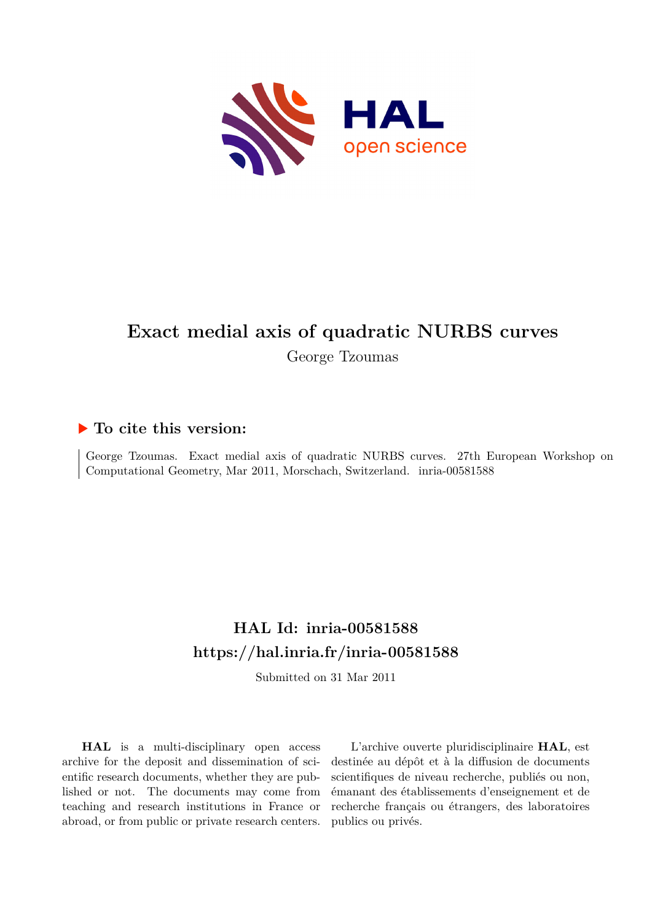# Exact medial axis of quadratic NURBS curves

George Tzoumas

## To cite this version:

George Tzoumas. Exact medial axis of quadratic NURBS curves. 27th European Workshop on Computational Geometry, Mar 2011, Morschach, Switzerland. inria-00581588

## HAL Id: inria-00581588

## https://hal.inria.fr/inria-00581588

Submitted on 31 Mar 2011

**HAL** is a multi-disciplinary open access archive for the deposit and dissemination of scientific research documents, whether they are published or not. The documents may come from teaching and research institutions in France or abroad, or from public or private research centers.

L'archive ouverte pluridisciplinaire **HAL**, est destinée au dépôt et à la diffusion de documents scientifiques de niveau recherche, publiés ou non, émanant des établissements d'enseignement et de recherche français ou étrangers, des laboratoires publics ou privés.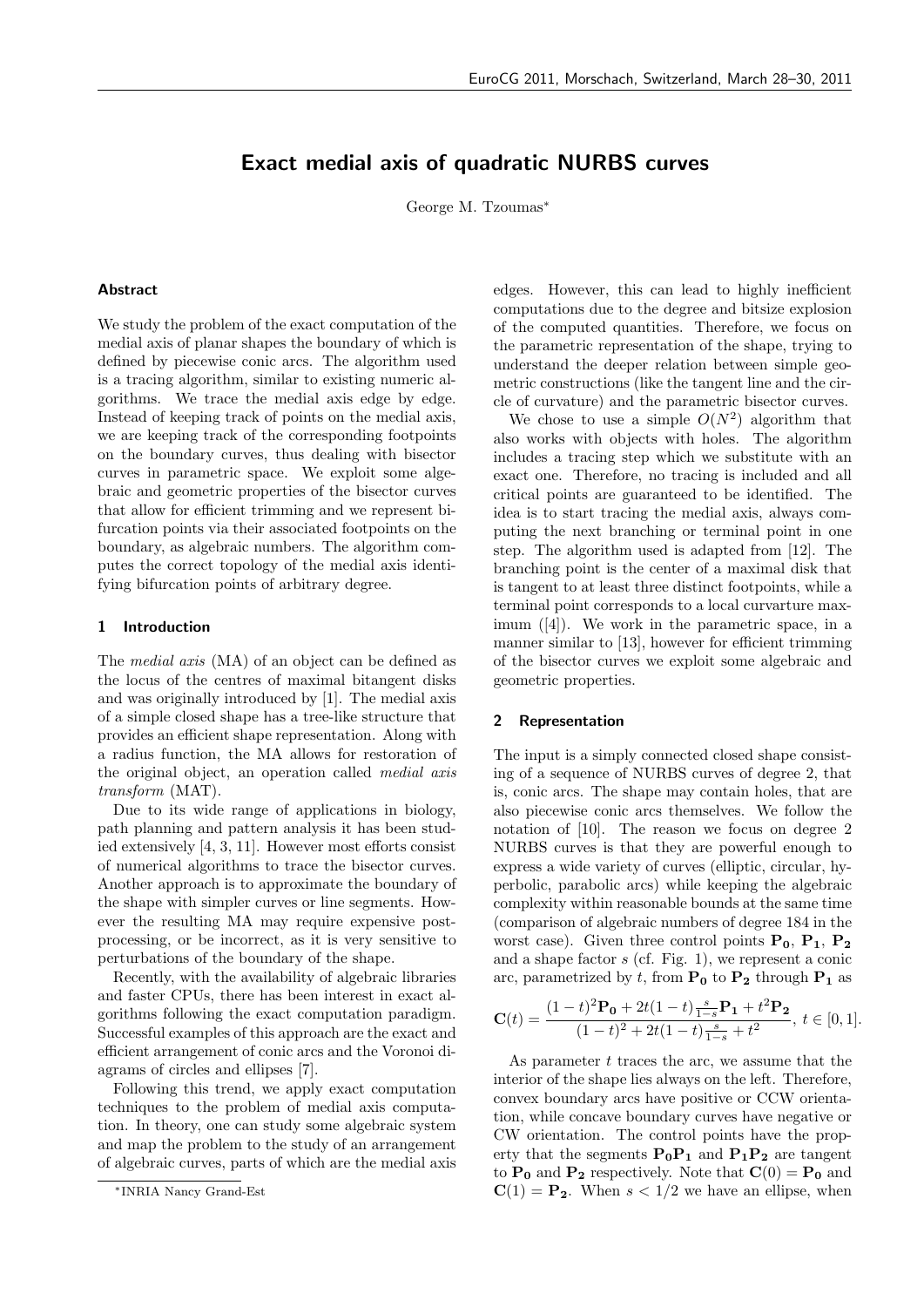# Exact medial axis of quadratic NURBS curves

George M. Tzoumas*

### Abstract

We study the problem of the exact computation of the medial axis of planar shapes the boundary of which is defined by piecewise conic arcs. The algorithm used is a tracing algorithm, similar to existing numeric algorithms. We trace the medial axis edge by edge. Instead of keeping track of points on the medial axis, we are keeping track of the corresponding footpoints on the boundary curves, thus dealing with bisector curves in parametric space. We exploit some algebraic and geometric properties of the bisector curves that allow for efficient trimming and we represent bifurcation points via their associated footpoints on the boundary, as algebraic numbers. The algorithm computes the correct topology of the medial axis identifying bifurcation points of arbitrary degree.

## 1 Introduction

The *medial axis* (MA) of an object can be defined as the locus of the centres of maximal bitangent disks and was originally introduced by [1]. The medial axis of a simple closed shape has a tree-like structure that provides an efficient shape representation. Along with a radius function, the MA allows for restoration of the original object, an operation called *medial axis transform* (MAT).

Due to its wide range of applications in biology, path planning and pattern analysis it has been studied extensively [4, 3, 11]. However most efforts consist of numerical algorithms to trace the bisector curves. Another approach is to approximate the boundary of the shape with simpler curves or line segments. However the resulting MA may require expensive post-processing, or be incorrect, as it is very sensitive to perturbations of the boundary of the shape.

Recently, with the availability of algebraic libraries and faster CPUs, there has been interest in exact algorithms following the exact computation paradigm. Successful examples of this approach are the exact and efficient arrangement of conic arcs and the Voronoi diagrams of circles and ellipses [7].

Following this trend, we apply exact computation techniques to the problem of medial axis computation. In theory, one can study some algebraic system and map the problem to the study of an arrangement of algebraic curves, parts of which are the medial axis edges. However, this can lead to highly inefficient computations due to the degree and bitsize explosion of the computed quantities. Therefore, we focus on the parametric representation of the shape, trying to understand the deeper relation between simple geometric constructions (like the tangent line and the circle of curvature) and the parametric bisector curves.

We chose to use a simple $O(N^2)$ algorithm that also works with objects with holes. The algorithm includes a tracing step which we substitute with an exact one. Therefore, no tracing is included and all critical points are guaranteed to be identified. The idea is to start tracing the medial axis, always computing the next branching or terminal point in one step. The algorithm used is adapted from [12]. The branching point is the center of a maximal disk that is tangent to at least three distinct footpoints, while a terminal point corresponds to a local curvature maximum ([4]). We work in the parametric space, in a manner similar to [13], however for efficient trimming of the bisector curves we exploit some algebraic and geometric properties.

## 2 Representation

The input is a simply connected closed shape consisting of a sequence of NURBS curves of degree 2, that is, conic arcs. The shape may contain holes, that are also piecewise conic arcs themselves. We follow the notation of [10]. The reason we focus on degree 2 NURBS curves is that they are powerful enough to express a wide variety of curves (elliptic, circular, hyperbolic, parabolic arcs) while keeping the algebraic complexity within reasonable bounds at the same time (comparison of algebraic numbers of degree 184 in the worst case). Given three control points $\mathbf{P_0}$, $\mathbf{P_1}$, $\mathbf{P_2}$ and a shape factor $s$ (cf. Fig. 1), we represent a conic arc, parametrized by $t$, from $\mathbf{P_0}$ to $\mathbf{P_2}$ through $\mathbf{P_1}$ as

$$\mathbf{C}(t) = \frac{(1-t)^2\mathbf{P_0} + 2t(1-t)\frac{s}{1-s}\mathbf{P_1} + t^2\mathbf{P_2}}{(1-t)^2 + 2t(1-t)\frac{s}{1-s} + t^2},\ t \in [0, 1].$$

As parameter $t$ traces the arc, we assume that the interior of the shape lies always on the left. Therefore, convex boundary arcs have positive or CCW orientation, while concave boundary curves have negative or CW orientation. The control points have the property that the segments $\mathbf{P_0P_1}$ and $\mathbf{P_1P_2}$ are tangent to $\mathbf{P_0}$ and $\mathbf{P_2}$ respectively. Note that $\mathbf{C}(0) = \mathbf{P_0}$ and $\mathbf{C}(1) = \mathbf{P_2}$. When $s < 1/2$ we have an ellipse, when

*INRIA Nancy Grand-Est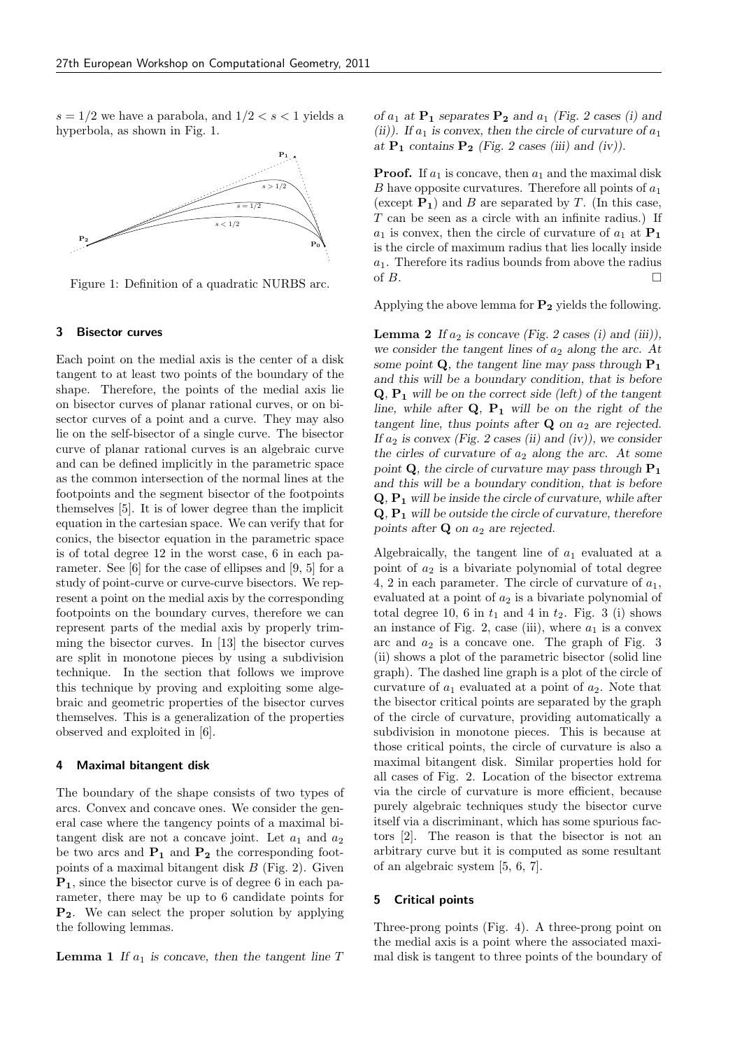$s = 1/2$ we have a parabola, and $1/2 < s < 1$ yields a hyperbola, as shown in Fig. 1.

Figure 1: Definition of a quadratic NURBS arc.

## 3 Bisector curves

Each point on the medial axis is the center of a disk tangent to at least two points of the boundary of the shape. Therefore, the points of the medial axis lie on bisector curves of planar rational curves, or on bisector curves of a point and a curve. They may also lie on the self-bisector of a single curve. The bisector curve of planar rational curves is an algebraic curve and can be defined implicitly in the parametric space as the common intersection of the normal lines at the footpoints and the segment bisector of the footpoints themselves [5]. It is of lower degree than the implicit equation in the cartesian space. We can verify that for conics, the bisector equation in the parametric space is of total degree 12 in the worst case, 6 in each parameter. See [6] for the case of ellipses and [9, 5] for a study of point-curve or curve-curve bisectors. We represent a point on the medial axis by the corresponding footpoints on the boundary curves, therefore we can represent parts of the medial axis by properly trimming the bisector curves. In [13] the bisector curves are split in monotone pieces by using a subdivision technique. In the section that follows we improve this technique by proving and exploiting some algebraic and geometric properties of the bisector curves themselves. This is a generalization of the properties observed and exploited in [6].

## 4 Maximal bitangent disk

The boundary of the shape consists of two types of arcs. Convex and concave ones. We consider the general case where the tangency points of a maximal bitangent disk are not a concave joint. Let $a_1$ and $a_2$ be two arcs and $\mathbf{P_1}$ and $\mathbf{P_2}$ the corresponding footpoints of a maximal bitangent disk $B$ (Fig. 2). Given $\mathbf{P_1}$, since the bisector curve is of degree 6 in each parameter, there may be up to 6 candidate points for $\mathbf{P_2}$. We can select the proper solution by applying the following lemmas.

**Lemma 1** *If $a_1$ is concave, then the tangent line $T$ of $a_1$ at $\mathbf{P_1}$ separates $\mathbf{P_2}$ and $a_1$ (Fig. 2 cases (i) and (ii)). If $a_1$ is convex, then the circle of curvature of $a_1$ at $\mathbf{P_1}$ contains $\mathbf{P_2}$ (Fig. 2 cases (iii) and (iv)).*

**Proof.** If $a_1$ is concave, then $a_1$ and the maximal disk $B$ have opposite curvatures. Therefore all points of $a_1$ (except $\mathbf{P_1}$) and $B$ are separated by $T$. (In this case, $T$ can be seen as a circle with an infinite radius.) If $a_1$ is convex, then the circle of curvature of $a_1$ at $\mathbf{P_1}$ is the circle of maximum radius that lies locally inside $a_1$. Therefore its radius bounds from above the radius of $B$. □

Applying the above lemma for $\mathbf{P_2}$ yields the following.

**Lemma 2** *If $a_2$ is concave (Fig. 2 cases (i) and (iii)), we consider the tangent lines of $a_2$ along the arc. At some point $\mathbf{Q}$, the tangent line may pass through $\mathbf{P_1}$ and this will be a boundary condition, that is before $\mathbf{Q}$, $\mathbf{P_1}$ will be on the correct side (left) of the tangent line, while after $\mathbf{Q}$, $\mathbf{P_1}$ will be on the right of the tangent line, thus points after $\mathbf{Q}$ on $a_2$ are rejected. If $a_2$ is convex (Fig. 2 cases (ii) and (iv)), we consider the cirles of curvature of $a_2$ along the arc. At some point $\mathbf{Q}$, the circle of curvature may pass through $\mathbf{P_1}$ and this will be a boundary condition, that is before $\mathbf{Q}$, $\mathbf{P_1}$ will be inside the circle of curvature, while after $\mathbf{Q}$, $\mathbf{P_1}$ will be outside the circle of curvature, therefore points after $\mathbf{Q}$ on $a_2$ are rejected.*

Algebraically, the tangent line of $a_1$ evaluated at a point of $a_2$ is a bivariate polynomial of total degree 4, 2 in each parameter. The circle of curvature of $a_1$, evaluated at a point of $a_2$ is a bivariate polynomial of total degree 10, 6 in $t_1$ and 4 in $t_2$. Fig. 3 (i) shows an instance of Fig. 2, case (iii), where $a_1$ is a convex arc and $a_2$ is a concave one. The graph of Fig. 3 (ii) shows a plot of the parametric bisector (solid line graph). The dashed line graph is a plot of the circle of curvature of $a_1$ evaluated at a point of $a_2$. Note that the bisector critical points are separated by the graph of the circle of curvature, providing automatically a subdivision in monotone pieces. This is because at those critical points, the circle of curvature is also a maximal bitangent disk. Similar properties hold for all cases of Fig. 2. Location of the bisector extrema via the circle of curvature is more efficient, because purely algebraic techniques study the bisector curve itself via a discriminant, which has some spurious factors [2]. The reason is that the bisector is not an arbitrary curve but it is computed as some resultant of an algebraic system [5, 6, 7].

## 5 Critical points

Three-prong points (Fig. 4). A three-prong point on the medial axis is a point where the associated maximal disk is tangent to three points of the boundary of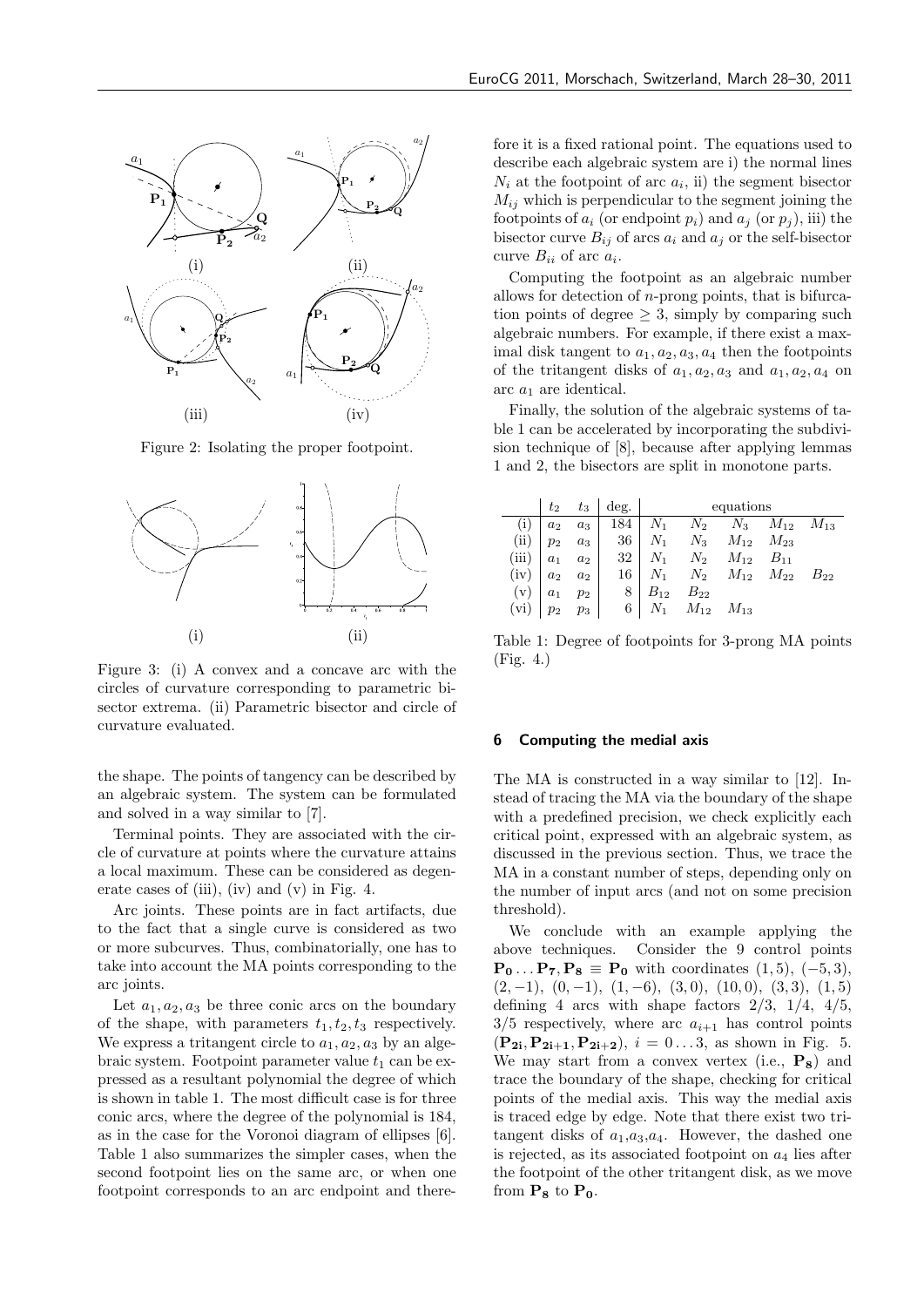Figure 2: Isolating the proper footpoint.

Figure 3: (i) A convex and a concave arc with the circles of curvature corresponding to parametric bisector extrema. (ii) Parametric bisector and circle of curvature evaluated.

the shape. The points of tangency can be described by an algebraic system. The system can be formulated and solved in a way similar to [7].

Terminal points. They are associated with the circle of curvature at points where the curvature attains a local maximum. These can be considered as degenerate cases of (iii), (iv) and (v) in Fig. 4.

Arc joints. These points are in fact artifacts, due to the fact that a single curve is considered as two or more subcurves. Thus, combinatorially, one has to take into account the MA points corresponding to the arc joints.

Let $a_1, a_2, a_3$ be three conic arcs on the boundary of the shape, with parameters $t_1, t_2, t_3$ respectively. We express a tritangent circle to $a_1, a_2, a_3$ by an algebraic system. Footpoint parameter value $t_1$ can be expressed as a resultant polynomial the degree of which is shown in table 1. The most difficult case is for three conic arcs, where the degree of the polynomial is 184, as in the case for the Voronoi diagram of ellipses [6]. Table 1 also summarizes the simpler cases, when the second footpoint lies on the same arc, or when one footpoint corresponds to an arc endpoint and therefore it is a fixed rational point. The equations used to describe each algebraic system are i) the normal lines $N_i$ at the footpoint of arc $a_i$, ii) the segment bisector $M_{ij}$ which is perpendicular to the segment joining the footpoints of $a_i$ (or endpoint $p_i$) and $a_j$ (or $p_j$), iii) the bisector curve $B_{ij}$ of arcs $a_i$ and $a_j$ or the self-bisector curve $B_{ii}$ of arc $a_i$.

Computing the footpoint as an algebraic number allows for detection of $n$-prong points, that is bifurcation points of degree $\geq 3$, simply by comparing such algebraic numbers. For example, if there exist a maximal disk tangent to $a_1, a_2, a_3, a_4$ then the footpoints of the tritangent disks of $a_1, a_2, a_3$ and $a_1, a_2, a_4$ on arc $a_1$ are identical.

Finally, the solution of the algebraic systems of table 1 can be accelerated by incorporating the subdivision technique of [8], because after applying lemmas 1 and 2, the bisectors are split in monotone parts.

| | $t_2$ | $t_3$ | deg. | equations | | | | |
|---|---|---|---|---|---|---|---|---|
| (i) | $a_2$ | $a_3$ | 184 | $N_1$ | $N_2$ | $N_3$ | $M_{12}$ | $M_{13}$ |
| (ii) | $p_2$ | $a_3$ | 36 | $N_1$ | $N_3$ | $M_{12}$ | $M_{23}$ | |
| (iii) | $a_1$ | $a_2$ | 32 | $N_1$ | $N_2$ | $M_{12}$ | $B_{11}$ | |
| (iv) | $a_2$ | $a_2$ | 16 | $N_1$ | $N_2$ | $M_{12}$ | $M_{22}$ | $B_{22}$ |
| (v) | $a_1$ | $p_2$ | 8 | $B_{12}$ | $B_{22}$ | | | |
| (vi) | $p_2$ | $p_3$ | 6 | $N_1$ | $M_{12}$ | $M_{13}$ | | |

Table 1: Degree of footpoints for 3-prong MA points (Fig. 4.)

## 6 Computing the medial axis

The MA is constructed in a way similar to [12]. Instead of tracing the MA via the boundary of the shape with a predefined precision, we check explicitly each critical point, expressed with an algebraic system, as discussed in the previous section. Thus, we trace the MA in a constant number of steps, depending only on the number of input arcs (and not on some precision threshold).

We conclude with an example applying the above techniques. Consider the 9 control points $\mathbf{P_0} \ldots \mathbf{P_7}, \mathbf{P_8} \equiv \mathbf{P_0}$ with coordinates $(1, 5)$, $(-5, 3)$, $(2, -1)$, $(0, -1)$, $(1, -6)$, $(3, 0)$, $(10, 0)$, $(3, 3)$, $(1, 5)$ defining 4 arcs with shape factors $2/3$, $1/4$, $4/5$, $3/5$ respectively, where arc $a_{i+1}$ has control points $(\mathbf{P_{2i}}, \mathbf{P_{2i+1}}, \mathbf{P_{2i+2}})$, $i = 0 \ldots 3$, as shown in Fig. 5. We may start from a convex vertex (i.e., $\mathbf{P_8}$) and trace the boundary of the shape, checking for critical points of the medial axis. This way the medial axis is traced edge by edge. Note that there exist two tritangent disks of $a_1$,$a_3$,$a_4$. However, the dashed one is rejected, as its associated footpoint on $a_4$ lies after the footpoint of the other tritangent disk, as we move from $\mathbf{P_8}$ to $\mathbf{P_0}$.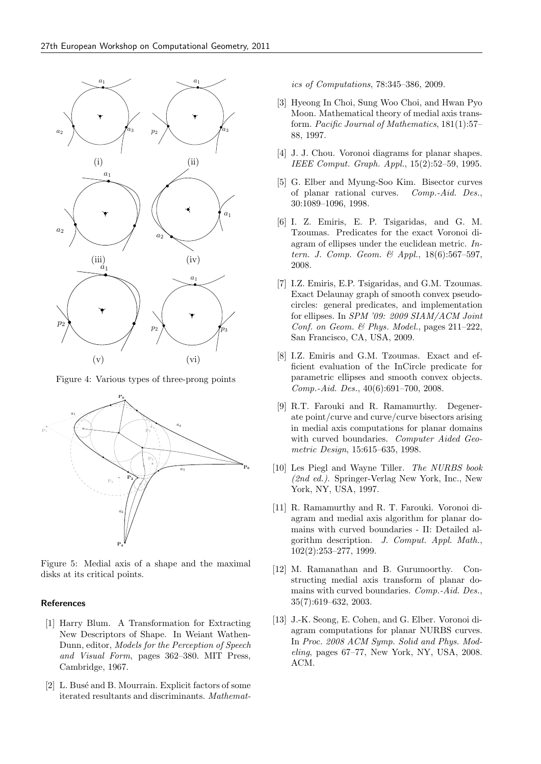(i) (ii) (iii) (iv) (v) (vi)

Figure 4: Various types of three-prong points

Figure 5: Medial axis of a shape and the maximal disks at its critical points.

## References

[1] Harry Blum. A Transformation for Extracting New Descriptors of Shape. In Weiant Wathen-Dunn, editor, *Models for the Perception of Speech and Visual Form*, pages 362–380. MIT Press, Cambridge, 1967.

[2] L. Busé and B. Mourrain. Explicit factors of some iterated resultants and discriminants. *Mathematics of Computations*, 78:345–386, 2009.

[3] Hyeong In Choi, Sung Woo Choi, and Hwan Pyo Moon. Mathematical theory of medial axis transform. *Pacific Journal of Mathematics*, 181(1):57–88, 1997.

[4] J. J. Chou. Voronoi diagrams for planar shapes. *IEEE Comput. Graph. Appl.*, 15(2):52–59, 1995.

[5] G. Elber and Myung-Soo Kim. Bisector curves of planar rational curves. *Comp.-Aid. Des.*, 30:1089–1096, 1998.

[6] I. Z. Emiris, E. P. Tsigaridas, and G. M. Tzoumas. Predicates for the exact Voronoi diagram of ellipses under the euclidean metric. *Intern. J. Comp. Geom. & Appl.*, 18(6):567–597, 2008.

[7] I.Z. Emiris, E.P. Tsigaridas, and G.M. Tzoumas. Exact Delaunay graph of smooth convex pseudo-circles: general predicates, and implementation for ellipses. In *SPM '09: 2009 SIAM/ACM Joint Conf. on Geom. & Phys. Model.*, pages 211–222, San Francisco, CA, USA, 2009.

[8] I.Z. Emiris and G.M. Tzoumas. Exact and efficient evaluation of the InCircle predicate for parametric ellipses and smooth convex objects. *Comp.-Aid. Des.*, 40(6):691–700, 2008.

[9] R.T. Farouki and R. Ramamurthy. Degenerate point/curve and curve/curve bisectors arising in medial axis computations for planar domains with curved boundaries. *Computer Aided Geometric Design*, 15:615–635, 1998.

[10] Les Piegl and Wayne Tiller. *The NURBS book (2nd ed.)*. Springer-Verlag New York, Inc., New York, NY, USA, 1997.

[11] R. Ramamurthy and R. T. Farouki. Voronoi diagram and medial axis algorithm for planar domains with curved boundaries - II: Detailed algorithm description. *J. Comput. Appl. Math.*, 102(2):253–277, 1999.

[12] M. Ramanathan and B. Gurumoorthy. Constructing medial axis transform of planar domains with curved boundaries. *Comp.-Aid. Des.*, 35(7):619–632, 2003.

[13] J.-K. Seong, E. Cohen, and G. Elber. Voronoi diagram computations for planar NURBS curves. In *Proc. 2008 ACM Symp. Solid and Phys. Modeling*, pages 67–77, New York, NY, USA, 2008. ACM.